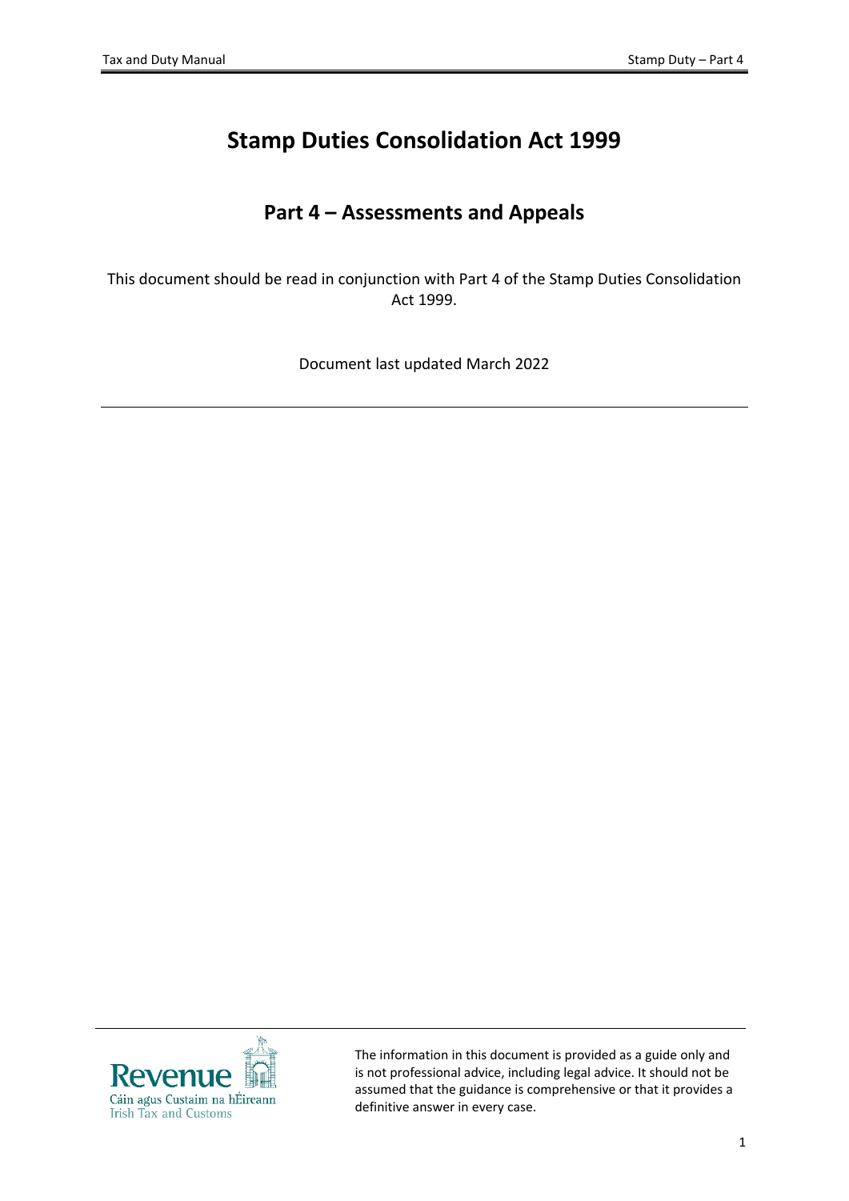# Stamp Duties Consolidation Act 1999

## Part 4 – Assessments and Appeals

This document should be read in conjunction with Part 4 of the Stamp Duties Consolidation Act 1999.

Document last updated March 2022

The information in this document is provided as a guide only and is not professional advice, including legal advice. It should not be assumed that the guidance is comprehensive or that it provides a definitive answer in every case.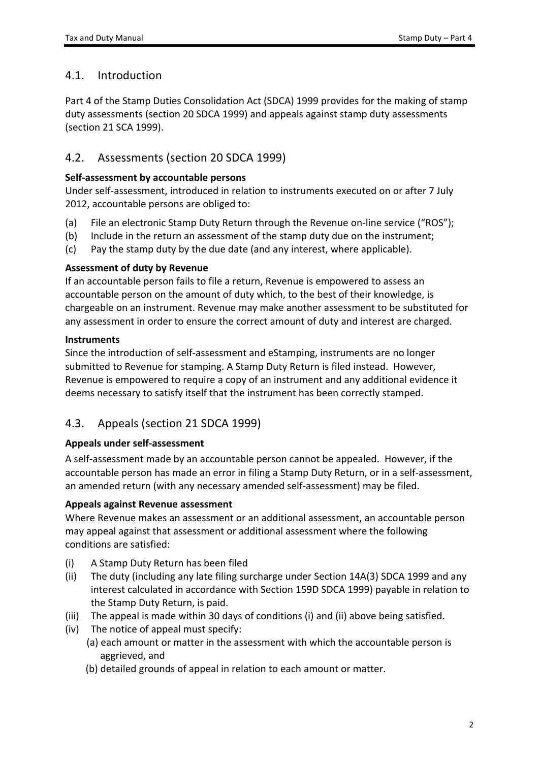## 4.1. Introduction

Part 4 of the Stamp Duties Consolidation Act (SDCA) 1999 provides for the making of stamp duty assessments (section 20 SDCA 1999) and appeals against stamp duty assessments (section 21 SCA 1999).

## 4.2. Assessments (section 20 SDCA 1999)

**Self-assessment by accountable persons**

Under self-assessment, introduced in relation to instruments executed on or after 7 July 2012, accountable persons are obliged to:

(a) File an electronic Stamp Duty Return through the Revenue on-line service ("ROS");
(b) Include in the return an assessment of the stamp duty due on the instrument;
(c) Pay the stamp duty by the due date (and any interest, where applicable).

**Assessment of duty by Revenue**

If an accountable person fails to file a return, Revenue is empowered to assess an accountable person on the amount of duty which, to the best of their knowledge, is chargeable on an instrument. Revenue may make another assessment to be substituted for any assessment in order to ensure the correct amount of duty and interest are charged.

**Instruments**

Since the introduction of self-assessment and eStamping, instruments are no longer submitted to Revenue for stamping. A Stamp Duty Return is filed instead. However, Revenue is empowered to require a copy of an instrument and any additional evidence it deems necessary to satisfy itself that the instrument has been correctly stamped.

## 4.3. Appeals (section 21 SDCA 1999)

**Appeals under self-assessment**

A self-assessment made by an accountable person cannot be appealed. However, if the accountable person has made an error in filing a Stamp Duty Return, or in a self-assessment, an amended return (with any necessary amended self-assessment) may be filed.

**Appeals against Revenue assessment**

Where Revenue makes an assessment or an additional assessment, an accountable person may appeal against that assessment or additional assessment where the following conditions are satisfied:

(i) A Stamp Duty Return has been filed
(ii) The duty (including any late filing surcharge under Section 14A(3) SDCA 1999 and any interest calculated in accordance with Section 159D SDCA 1999) payable in relation to the Stamp Duty Return, is paid.
(iii) The appeal is made within 30 days of conditions (i) and (ii) above being satisfied.
(iv) The notice of appeal must specify:
  (a) each amount or matter in the assessment with which the accountable person is aggrieved, and
  (b) detailed grounds of appeal in relation to each amount or matter.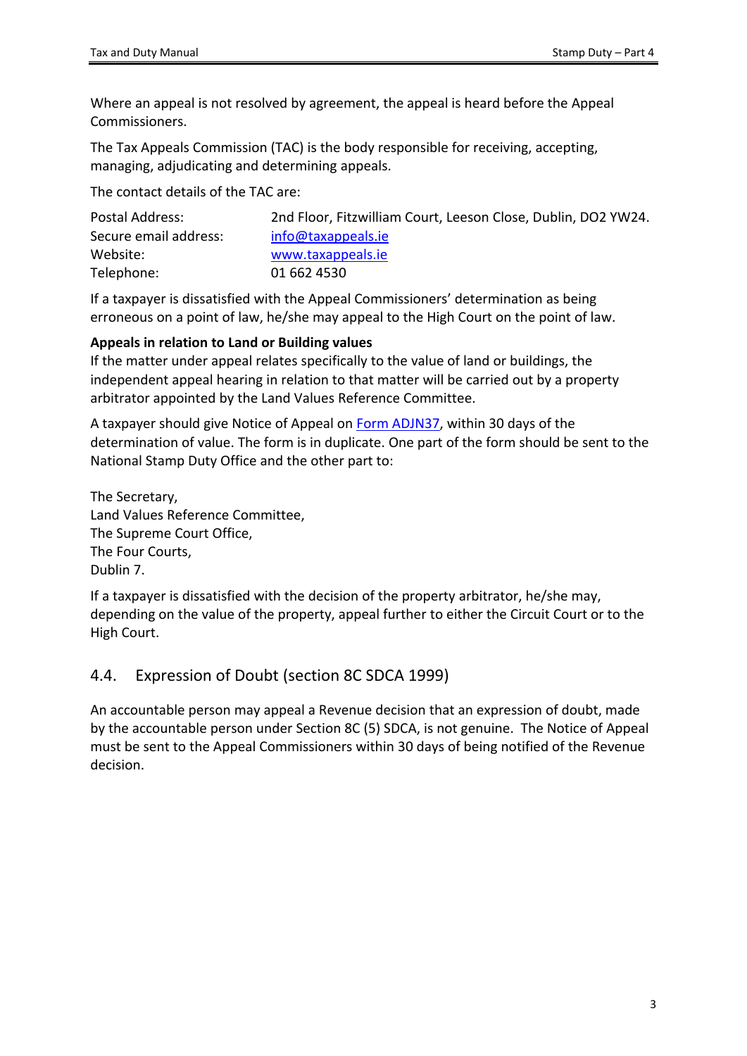Where an appeal is not resolved by agreement, the appeal is heard before the Appeal Commissioners.

The Tax Appeals Commission (TAC) is the body responsible for receiving, accepting, managing, adjudicating and determining appeals.

The contact details of the TAC are:

| | |
|---|---|
| Postal Address: | 2nd Floor, Fitzwilliam Court, Leeson Close, Dublin, DO2 YW24. |
| Secure email address: | [info@taxappeals.ie](mailto:info@taxappeals.ie) |
| Website: | [www.taxappeals.ie](http://www.taxappeals.ie) |
| Telephone: | 01 662 4530 |

If a taxpayer is dissatisfied with the Appeal Commissioners' determination as being erroneous on a point of law, he/she may appeal to the High Court on the point of law.

**Appeals in relation to Land or Building values**

If the matter under appeal relates specifically to the value of land or buildings, the independent appeal hearing in relation to that matter will be carried out by a property arbitrator appointed by the Land Values Reference Committee.

A taxpayer should give Notice of Appeal on Form ADJN37, within 30 days of the determination of value. The form is in duplicate. One part of the form should be sent to the National Stamp Duty Office and the other part to:

The Secretary,
Land Values Reference Committee,
The Supreme Court Office,
The Four Courts,
Dublin 7.

If a taxpayer is dissatisfied with the decision of the property arbitrator, he/she may, depending on the value of the property, appeal further to either the Circuit Court or to the High Court.

## 4.4. Expression of Doubt (section 8C SDCA 1999)

An accountable person may appeal a Revenue decision that an expression of doubt, made by the accountable person under Section 8C (5) SDCA, is not genuine. The Notice of Appeal must be sent to the Appeal Commissioners within 30 days of being notified of the Revenue decision.